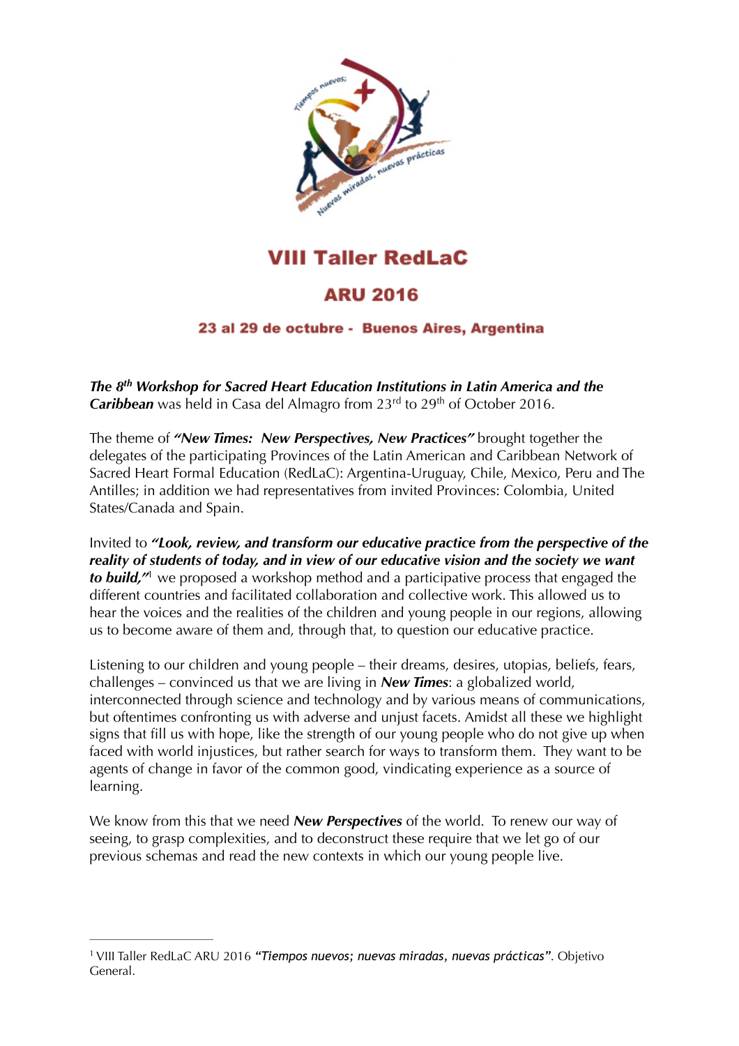# VIII Taller RedLaC

## ARU 2016

### 23 al 29 de octubre - Buenos Aires, Argentina

***The 8th Workshop for Sacred Heart Education Institutions in Latin America and the Caribbean*** was held in Casa del Almagro from 23rd to 29th of October 2016.

The theme of ***"New Times: New Perspectives, New Practices"*** brought together the delegates of the participating Provinces of the Latin American and Caribbean Network of Sacred Heart Formal Education (RedLaC): Argentina-Uruguay, Chile, Mexico, Peru and The Antilles; in addition we had representatives from invited Provinces: Colombia, United States/Canada and Spain.

Invited to ***"Look, review, and transform our educative practice from the perspective of the reality of students of today, and in view of our educative vision and the society we want to build,"***[1] we proposed a workshop method and a participative process that engaged the different countries and facilitated collaboration and collective work. This allowed us to hear the voices and the realities of the children and young people in our regions, allowing us to become aware of them and, through that, to question our educative practice.

Listening to our children and young people – their dreams, desires, utopias, beliefs, fears, challenges – convinced us that we are living in ***New Times***: a globalized world, interconnected through science and technology and by various means of communications, but oftentimes confronting us with adverse and unjust facets. Amidst all these we highlight signs that fill us with hope, like the strength of our young people who do not give up when faced with world injustices, but rather search for ways to transform them. They want to be agents of change in favor of the common good, vindicating experience as a source of learning.

We know from this that we need ***New Perspectives*** of the world. To renew our way of seeing, to grasp complexities, and to deconstruct these require that we let go of our previous schemas and read the new contexts in which our young people live.

---

[1] VIII Taller RedLaC ARU 2016 ***"Tiempos nuevos; nuevas miradas, nuevas prácticas"***. Objetivo General.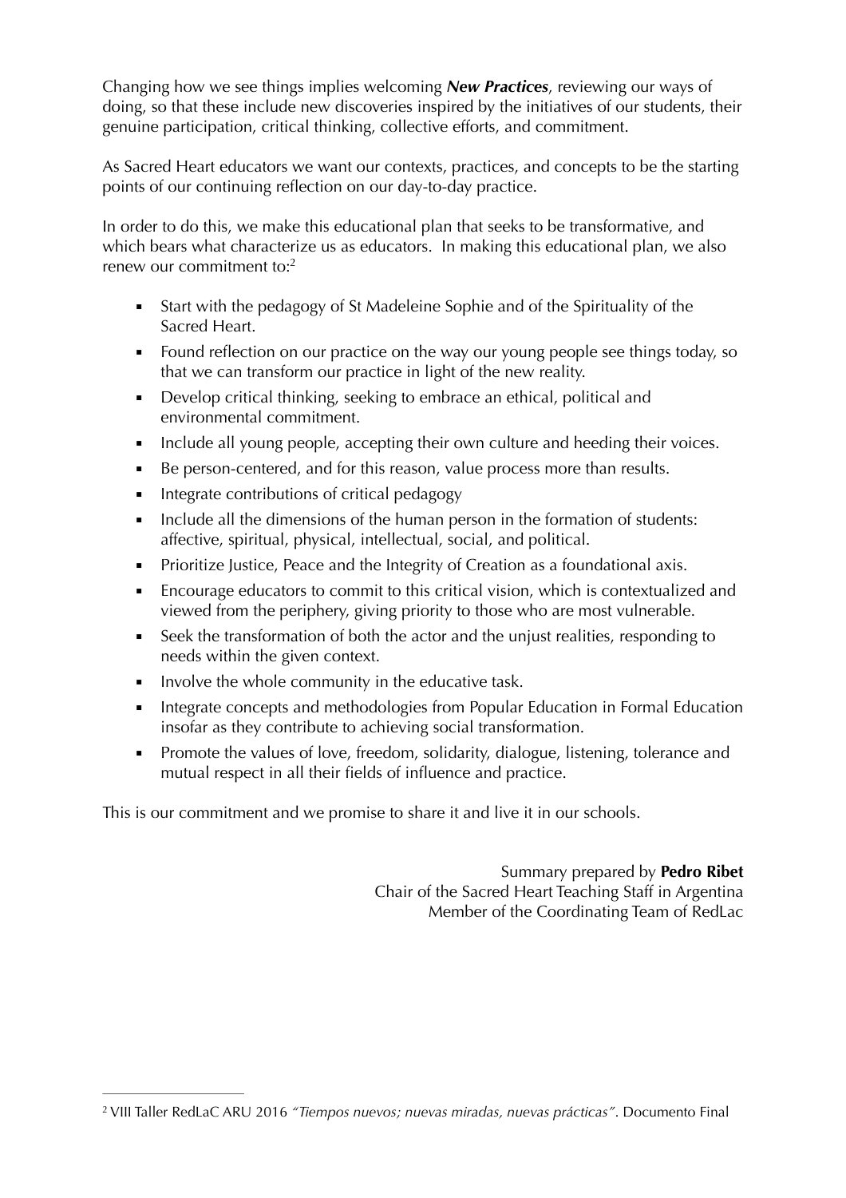Changing how we see things implies welcoming ***New Practices***, reviewing our ways of doing, so that these include new discoveries inspired by the initiatives of our students, their genuine participation, critical thinking, collective efforts, and commitment.

As Sacred Heart educators we want our contexts, practices, and concepts to be the starting points of our continuing reflection on our day-to-day practice.

In order to do this, we make this educational plan that seeks to be transformative, and which bears what characterize us as educators. In making this educational plan, we also renew our commitment to:[2]

- Start with the pedagogy of St Madeleine Sophie and of the Spirituality of the Sacred Heart.
- Found reflection on our practice on the way our young people see things today, so that we can transform our practice in light of the new reality.
- Develop critical thinking, seeking to embrace an ethical, political and environmental commitment.
- Include all young people, accepting their own culture and heeding their voices.
- Be person-centered, and for this reason, value process more than results.
- Integrate contributions of critical pedagogy
- Include all the dimensions of the human person in the formation of students: affective, spiritual, physical, intellectual, social, and political.
- Prioritize Justice, Peace and the Integrity of Creation as a foundational axis.
- Encourage educators to commit to this critical vision, which is contextualized and viewed from the periphery, giving priority to those who are most vulnerable.
- Seek the transformation of both the actor and the unjust realities, responding to needs within the given context.
- Involve the whole community in the educative task.
- Integrate concepts and methodologies from Popular Education in Formal Education insofar as they contribute to achieving social transformation.
- Promote the values of love, freedom, solidarity, dialogue, listening, tolerance and mutual respect in all their fields of influence and practice.

This is our commitment and we promise to share it and live it in our schools.

Summary prepared by **Pedro Ribet**
Chair of the Sacred Heart Teaching Staff in Argentina
Member of the Coordinating Team of RedLac

---

[2] VIII Taller RedLaC ARU 2016 *"Tiempos nuevos; nuevas miradas, nuevas prácticas"*. Documento Final